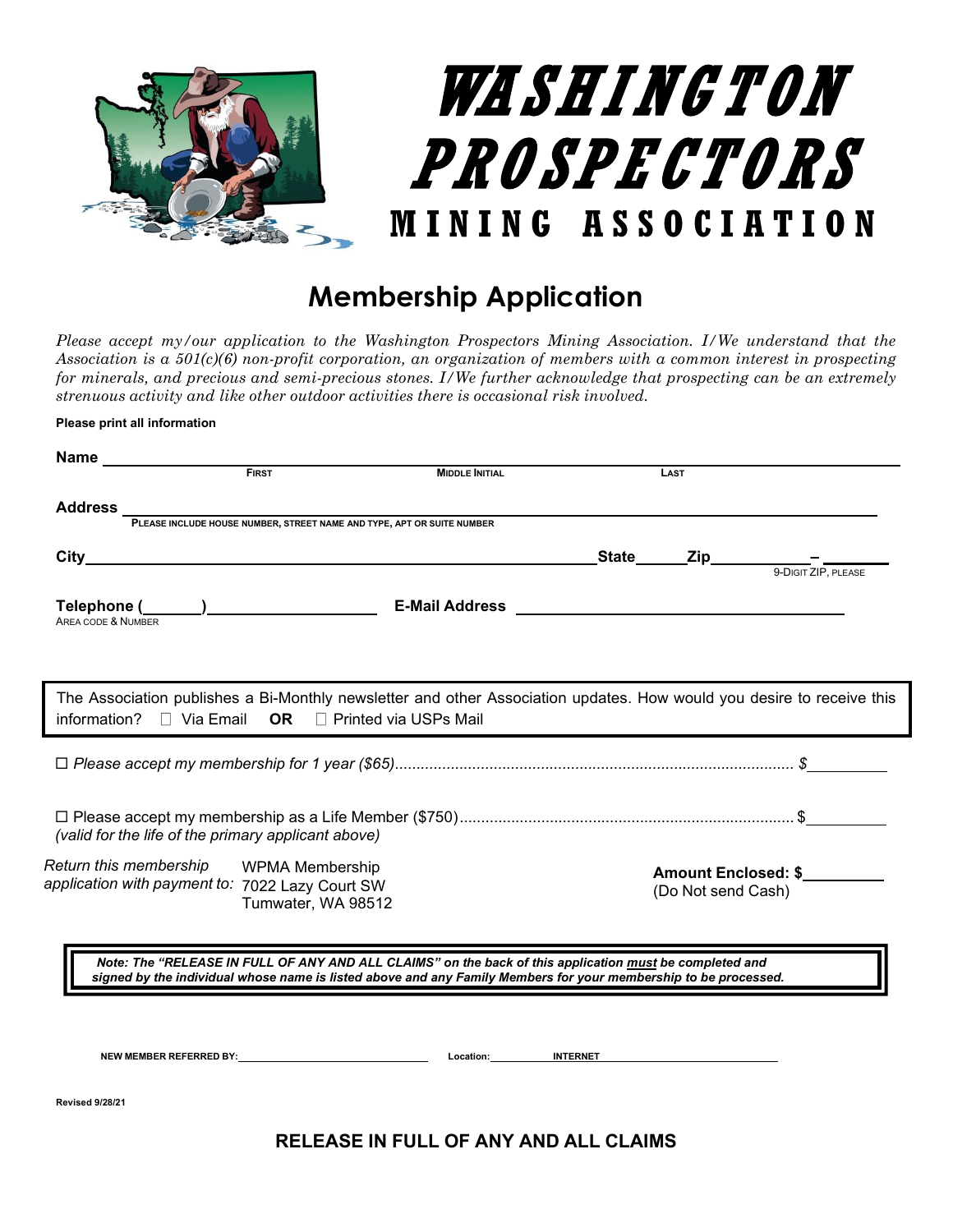# WASHINGTON PROSPECTORS MINING ASSOCIATION

## Membership Application

*Please accept my/our application to the Washington Prospectors Mining Association. I/We understand that the Association is a 501(c)(6) non-profit corporation, an organization of members with a common interest in prospecting for minerals, and precious and semi-precious stones. I/We further acknowledge that prospecting can be an extremely strenuous activity and like other outdoor activities there is occasional risk involved.*

**Please print all information**

**Name** ______________________________________________________________
FIRST MIDDLE INITIAL LAST

**Address** ____________________________________________________________
PLEASE INCLUDE HOUSE NUMBER, STREET NAME AND TYPE, APT OR SUITE NUMBER

**City**______________________________ **State**______ **Zip**__________ – ______
9-DIGIT ZIP, PLEASE

**Telephone (**______**)**__________________ **E-Mail Address** ____________________________
AREA CODE & NUMBER

The Association publishes a Bi-Monthly newsletter and other Association updates. How would you desire to receive this information? ☐ Via Email **OR** ☐ Printed via USPs Mail

☐ *Please accept my membership for 1 year ($65)*............................................................ *$*__________

☐ Please accept my membership as a Life Member ($750)............................................................ $__________
*(valid for the life of the primary applicant above)*

*Return this membership application with payment to:* WPMA Membership
7022 Lazy Court SW
Tumwater, WA 98512

**Amount Enclosed: $**__________
(Do Not send Cash)

***Note: The "RELEASE IN FULL OF ANY AND ALL CLAIMS" on the back of this application must be completed and signed by the individual whose name is listed above and any Family Members for your membership to be processed.***

**NEW MEMBER REFERRED BY:**______________________ **Location:**__________ **INTERNET**__________

**Revised 9/28/21**

## RELEASE IN FULL OF ANY AND ALL CLAIMS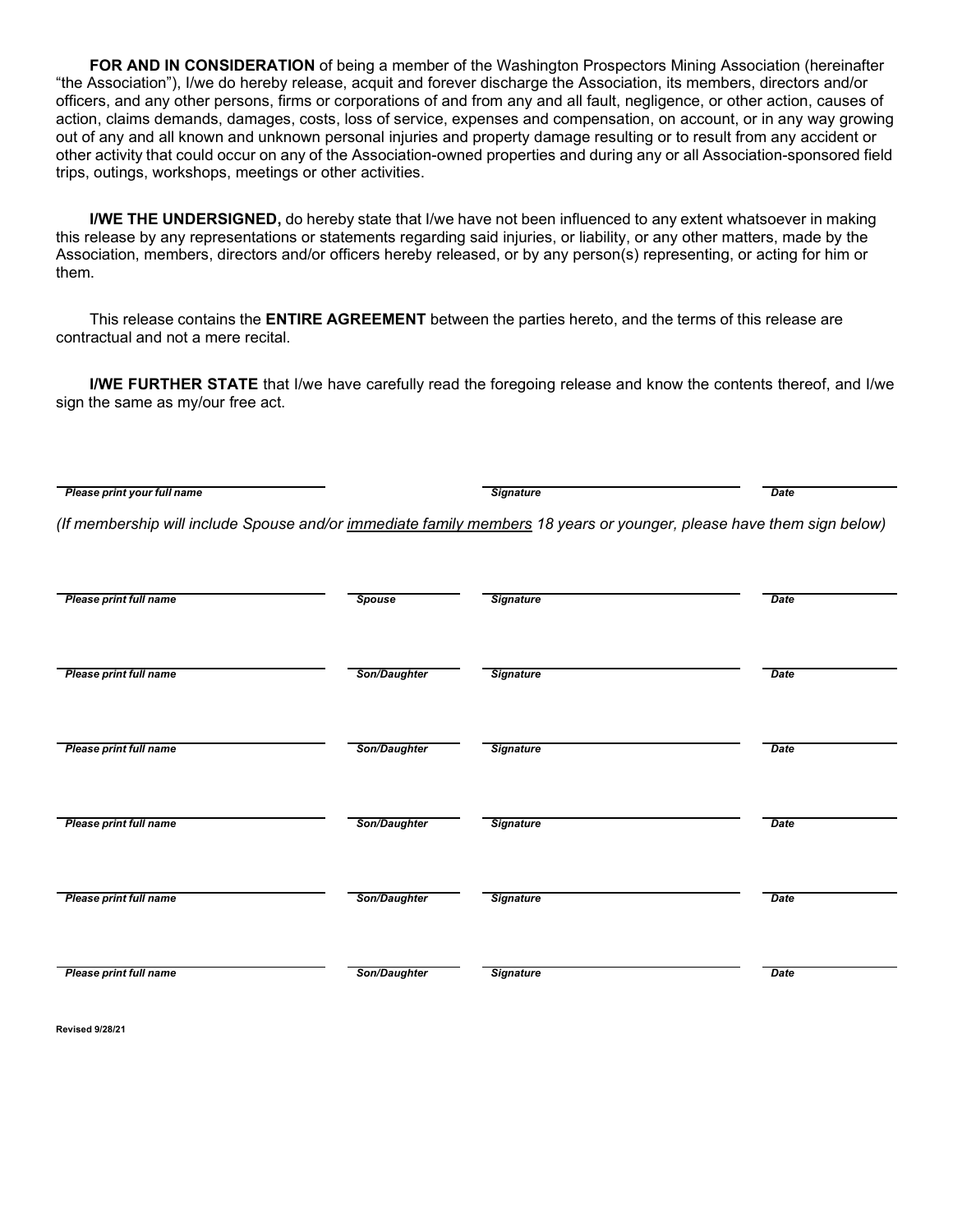**FOR AND IN CONSIDERATION** of being a member of the Washington Prospectors Mining Association (hereinafter "the Association"), I/we do hereby release, acquit and forever discharge the Association, its members, directors and/or officers, and any other persons, firms or corporations of and from any and all fault, negligence, or other action, causes of action, claims demands, damages, costs, loss of service, expenses and compensation, on account, or in any way growing out of any and all known and unknown personal injuries and property damage resulting or to result from any accident or other activity that could occur on any of the Association-owned properties and during any or all Association-sponsored field trips, outings, workshops, meetings or other activities.

**I/WE THE UNDERSIGNED,** do hereby state that I/we have not been influenced to any extent whatsoever in making this release by any representations or statements regarding said injuries, or liability, or any other matters, made by the Association, members, directors and/or officers hereby released, or by any person(s) representing, or acting for him or them.

This release contains the **ENTIRE AGREEMENT** between the parties hereto, and the terms of this release are contractual and not a mere recital.

**I/WE FURTHER STATE** that I/we have carefully read the foregoing release and know the contents thereof, and I/we sign the same as my/our free act.

| ***Please print your full name*** | ***Signature*** | ***Date*** |
|---|---|---|
| | | |

*(If membership will include Spouse and/or immediate family members 18 years or younger, please have them sign below)*

| ***Please print full name*** | | ***Signature*** | ***Date*** |
|---|---|---|---|
| | ***Spouse*** | | |
| | ***Son/Daughter*** | | |
| | ***Son/Daughter*** | | |
| | ***Son/Daughter*** | | |
| | ***Son/Daughter*** | | |
| | ***Son/Daughter*** | | |

**Revised 9/28/21**